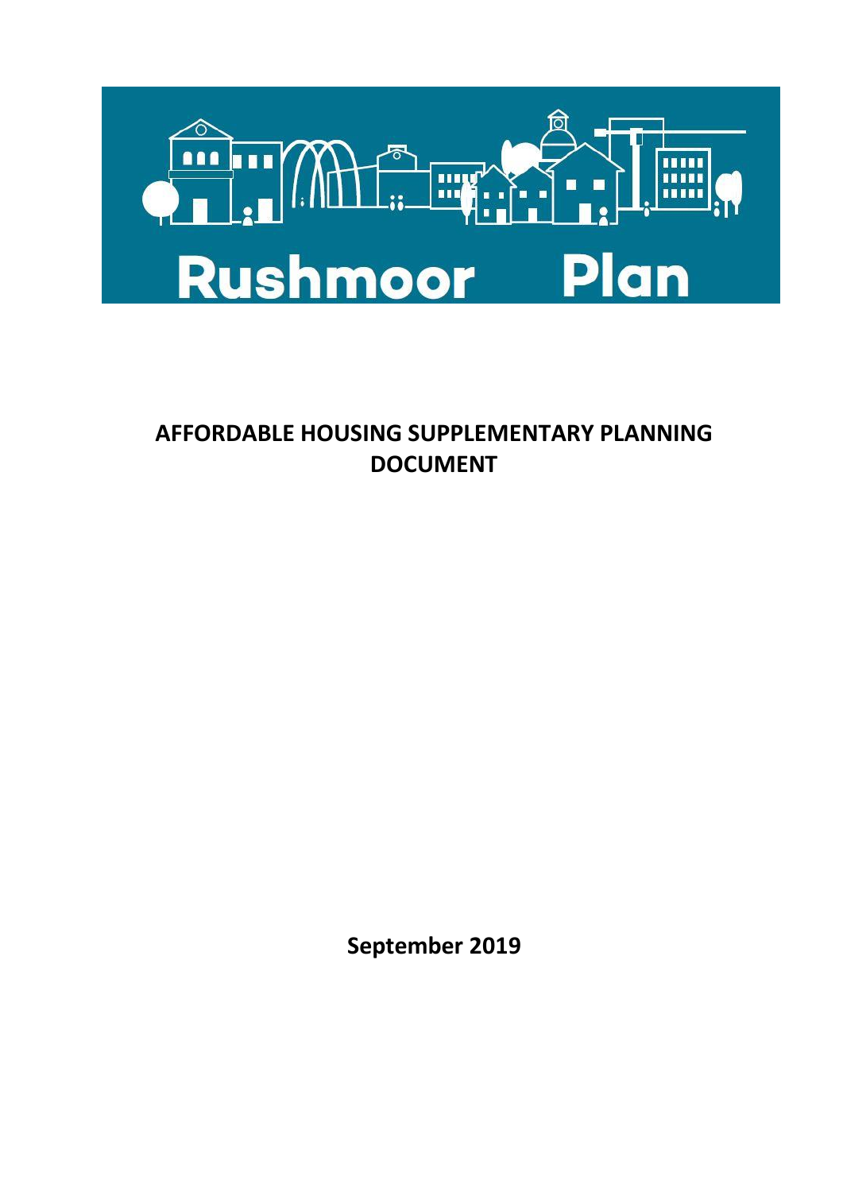Rushmoor Plan

# AFFORDABLE HOUSING SUPPLEMENTARY PLANNING DOCUMENT

**September 2019**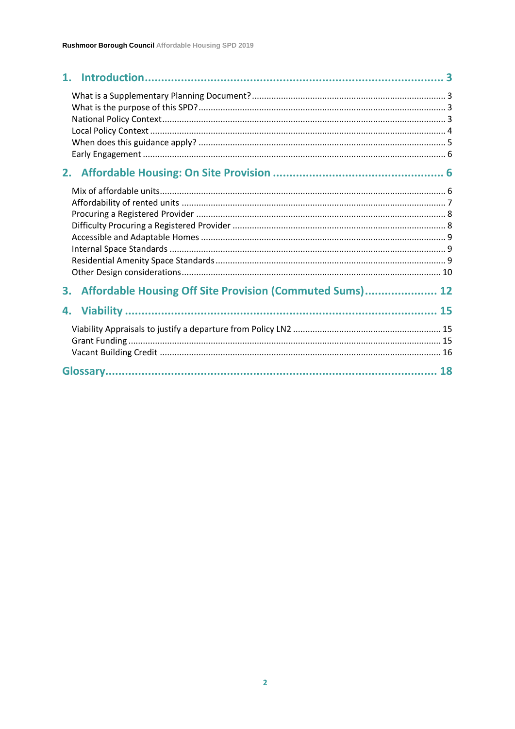1. Introduction .......... 3
   - What is a Supplementary Planning Document? .......... 3
   - What is the purpose of this SPD? .......... 3
   - National Policy Context .......... 3
   - Local Policy Context .......... 4
   - When does this guidance apply? .......... 5
   - Early Engagement .......... 6
2. Affordable Housing: On Site Provision .......... 6
   - Mix of affordable units .......... 6
   - Affordability of rented units .......... 7
   - Procuring a Registered Provider .......... 8
   - Difficulty Procuring a Registered Provider .......... 8
   - Accessible and Adaptable Homes .......... 9
   - Internal Space Standards .......... 9
   - Residential Amenity Space Standards .......... 9
   - Other Design considerations .......... 10
3. Affordable Housing Off Site Provision (Commuted Sums) .......... 12
4. Viability .......... 15
   - Viability Appraisals to justify a departure from Policy LN2 .......... 15
   - Grant Funding .......... 15
   - Vacant Building Credit .......... 16

Glossary .......... 18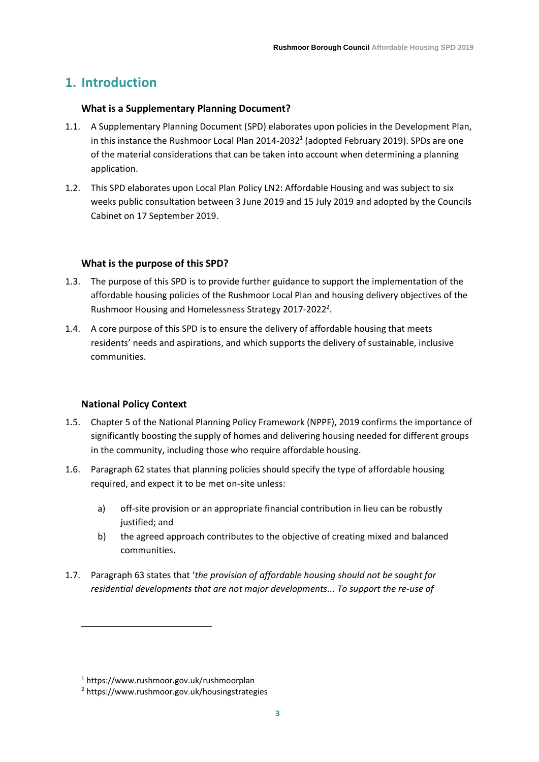# 1. Introduction

### What is a Supplementary Planning Document?

1.1. A Supplementary Planning Document (SPD) elaborates upon policies in the Development Plan, in this instance the Rushmoor Local Plan 2014-2032[1] (adopted February 2019). SPDs are one of the material considerations that can be taken into account when determining a planning application.

1.2. This SPD elaborates upon Local Plan Policy LN2: Affordable Housing and was subject to six weeks public consultation between 3 June 2019 and 15 July 2019 and adopted by the Councils Cabinet on 17 September 2019.

### What is the purpose of this SPD?

1.3. The purpose of this SPD is to provide further guidance to support the implementation of the affordable housing policies of the Rushmoor Local Plan and housing delivery objectives of the Rushmoor Housing and Homelessness Strategy 2017-2022[2].

1.4. A core purpose of this SPD is to ensure the delivery of affordable housing that meets residents' needs and aspirations, and which supports the delivery of sustainable, inclusive communities.

### National Policy Context

1.5. Chapter 5 of the National Planning Policy Framework (NPPF), 2019 confirms the importance of significantly boosting the supply of homes and delivering housing needed for different groups in the community, including those who require affordable housing.

1.6. Paragraph 62 states that planning policies should specify the type of affordable housing required, and expect it to be met on-site unless:

a) off-site provision or an appropriate financial contribution in lieu can be robustly justified; and

b) the agreed approach contributes to the objective of creating mixed and balanced communities.

1.7. Paragraph 63 states that '*the provision of affordable housing should not be sought for residential developments that are not major developments... To support the re-use of*

[1] https://www.rushmoor.gov.uk/rushmoorplan

[2] https://www.rushmoor.gov.uk/housingstrategies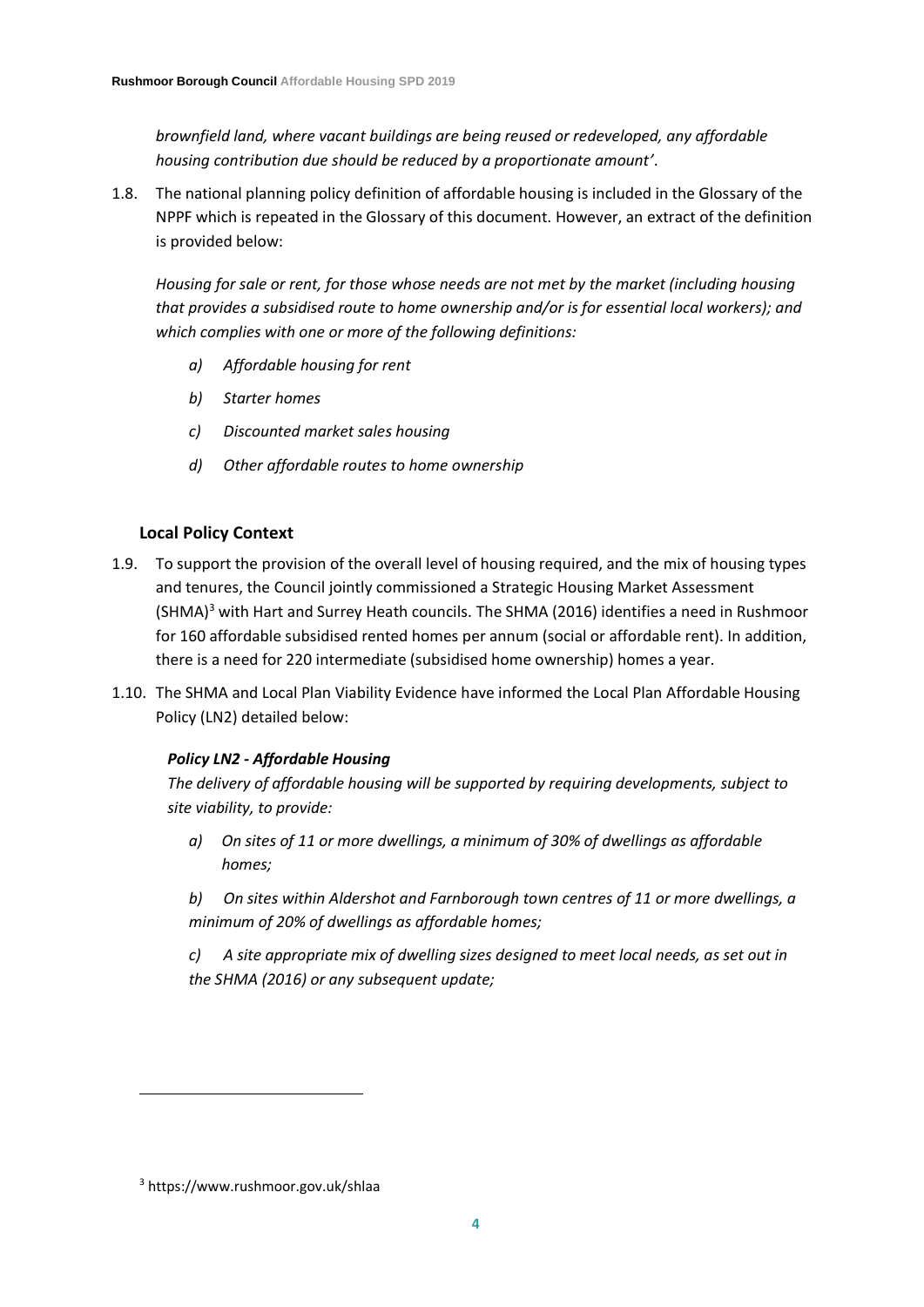*brownfield land, where vacant buildings are being reused or redeveloped, any affordable housing contribution due should be reduced by a proportionate amount'*.

1.8. The national planning policy definition of affordable housing is included in the Glossary of the NPPF which is repeated in the Glossary of this document. However, an extract of the definition is provided below:

*Housing for sale or rent, for those whose needs are not met by the market (including housing that provides a subsidised route to home ownership and/or is for essential local workers); and which complies with one or more of the following definitions:*

- *a) Affordable housing for rent*
- *b) Starter homes*
- *c) Discounted market sales housing*
- *d) Other affordable routes to home ownership*

### Local Policy Context

1.9. To support the provision of the overall level of housing required, and the mix of housing types and tenures, the Council jointly commissioned a Strategic Housing Market Assessment (SHMA)[3] with Hart and Surrey Heath councils. The SHMA (2016) identifies a need in Rushmoor for 160 affordable subsidised rented homes per annum (social or affordable rent). In addition, there is a need for 220 intermediate (subsidised home ownership) homes a year.

1.10. The SHMA and Local Plan Viability Evidence have informed the Local Plan Affordable Housing Policy (LN2) detailed below:

***Policy LN2 - Affordable Housing***

*The delivery of affordable housing will be supported by requiring developments, subject to site viability, to provide:*

- *a) On sites of 11 or more dwellings, a minimum of 30% of dwellings as affordable homes;*
- *b) On sites within Aldershot and Farnborough town centres of 11 or more dwellings, a minimum of 20% of dwellings as affordable homes;*
- *c) A site appropriate mix of dwelling sizes designed to meet local needs, as set out in the SHMA (2016) or any subsequent update;*

---

[3] https://www.rushmoor.gov.uk/shlaa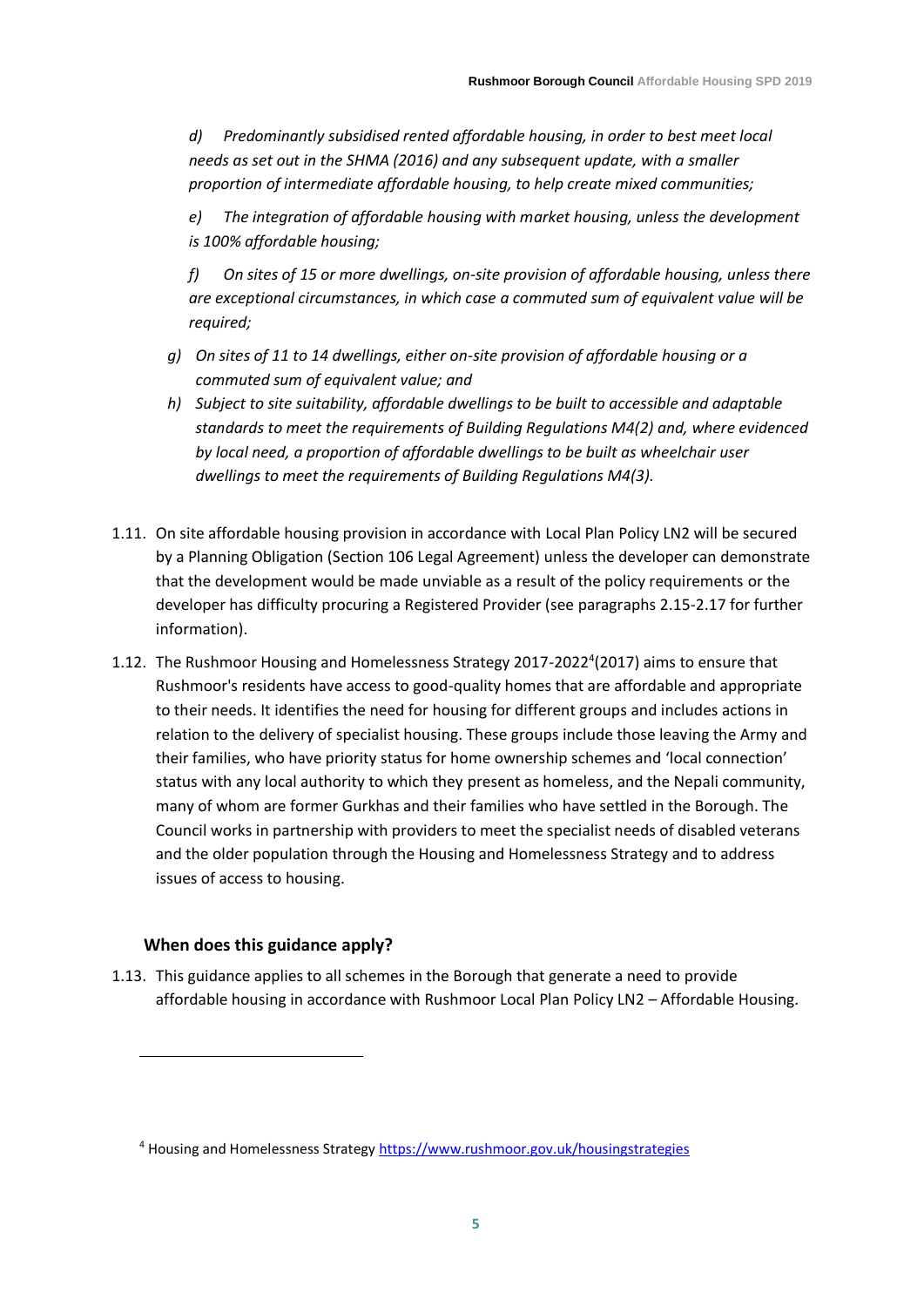*d) Predominantly subsidised rented affordable housing, in order to best meet local needs as set out in the SHMA (2016) and any subsequent update, with a smaller proportion of intermediate affordable housing, to help create mixed communities;*

*e) The integration of affordable housing with market housing, unless the development is 100% affordable housing;*

*f) On sites of 15 or more dwellings, on-site provision of affordable housing, unless there are exceptional circumstances, in which case a commuted sum of equivalent value will be required;*

*g) On sites of 11 to 14 dwellings, either on-site provision of affordable housing or a commuted sum of equivalent value; and*

*h) Subject to site suitability, affordable dwellings to be built to accessible and adaptable standards to meet the requirements of Building Regulations M4(2) and, where evidenced by local need, a proportion of affordable dwellings to be built as wheelchair user dwellings to meet the requirements of Building Regulations M4(3).*

1.11. On site affordable housing provision in accordance with Local Plan Policy LN2 will be secured by a Planning Obligation (Section 106 Legal Agreement) unless the developer can demonstrate that the development would be made unviable as a result of the policy requirements or the developer has difficulty procuring a Registered Provider (see paragraphs 2.15-2.17 for further information).

1.12. The Rushmoor Housing and Homelessness Strategy 2017-2022[4](2017) aims to ensure that Rushmoor's residents have access to good-quality homes that are affordable and appropriate to their needs. It identifies the need for housing for different groups and includes actions in relation to the delivery of specialist housing. These groups include those leaving the Army and their families, who have priority status for home ownership schemes and 'local connection' status with any local authority to which they present as homeless, and the Nepali community, many of whom are former Gurkhas and their families who have settled in the Borough. The Council works in partnership with providers to meet the specialist needs of disabled veterans and the older population through the Housing and Homelessness Strategy and to address issues of access to housing.

### When does this guidance apply?

1.13. This guidance applies to all schemes in the Borough that generate a need to provide affordable housing in accordance with Rushmoor Local Plan Policy LN2 – Affordable Housing.

[4] Housing and Homelessness Strategy https://www.rushmoor.gov.uk/housingstrategies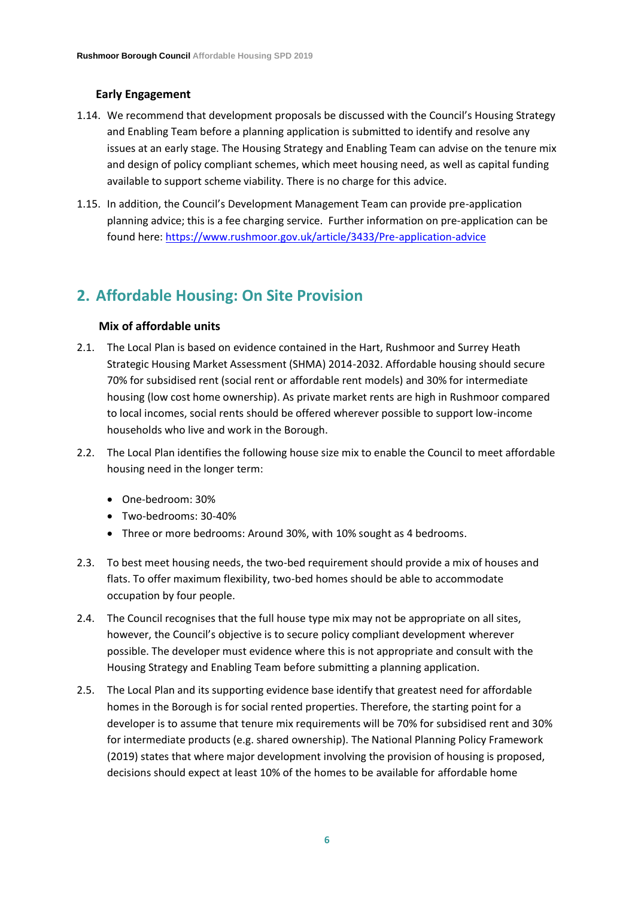### Early Engagement

1.14. We recommend that development proposals be discussed with the Council's Housing Strategy and Enabling Team before a planning application is submitted to identify and resolve any issues at an early stage. The Housing Strategy and Enabling Team can advise on the tenure mix and design of policy compliant schemes, which meet housing need, as well as capital funding available to support scheme viability. There is no charge for this advice.

1.15. In addition, the Council's Development Management Team can provide pre-application planning advice; this is a fee charging service. Further information on pre-application can be found here: [https://www.rushmoor.gov.uk/article/3433/Pre-application-advice](https://www.rushmoor.gov.uk/article/3433/Pre-application-advice)

## 2. Affordable Housing: On Site Provision

### Mix of affordable units

2.1. The Local Plan is based on evidence contained in the Hart, Rushmoor and Surrey Heath Strategic Housing Market Assessment (SHMA) 2014-2032. Affordable housing should secure 70% for subsidised rent (social rent or affordable rent models) and 30% for intermediate housing (low cost home ownership). As private market rents are high in Rushmoor compared to local incomes, social rents should be offered wherever possible to support low-income households who live and work in the Borough.

2.2. The Local Plan identifies the following house size mix to enable the Council to meet affordable housing need in the longer term:

- One-bedroom: 30%
- Two-bedrooms: 30-40%
- Three or more bedrooms: Around 30%, with 10% sought as 4 bedrooms.

2.3. To best meet housing needs, the two-bed requirement should provide a mix of houses and flats. To offer maximum flexibility, two-bed homes should be able to accommodate occupation by four people.

2.4. The Council recognises that the full house type mix may not be appropriate on all sites, however, the Council's objective is to secure policy compliant development wherever possible. The developer must evidence where this is not appropriate and consult with the Housing Strategy and Enabling Team before submitting a planning application.

2.5. The Local Plan and its supporting evidence base identify that greatest need for affordable homes in the Borough is for social rented properties. Therefore, the starting point for a developer is to assume that tenure mix requirements will be 70% for subsidised rent and 30% for intermediate products (e.g. shared ownership). The National Planning Policy Framework (2019) states that where major development involving the provision of housing is proposed, decisions should expect at least 10% of the homes to be available for affordable home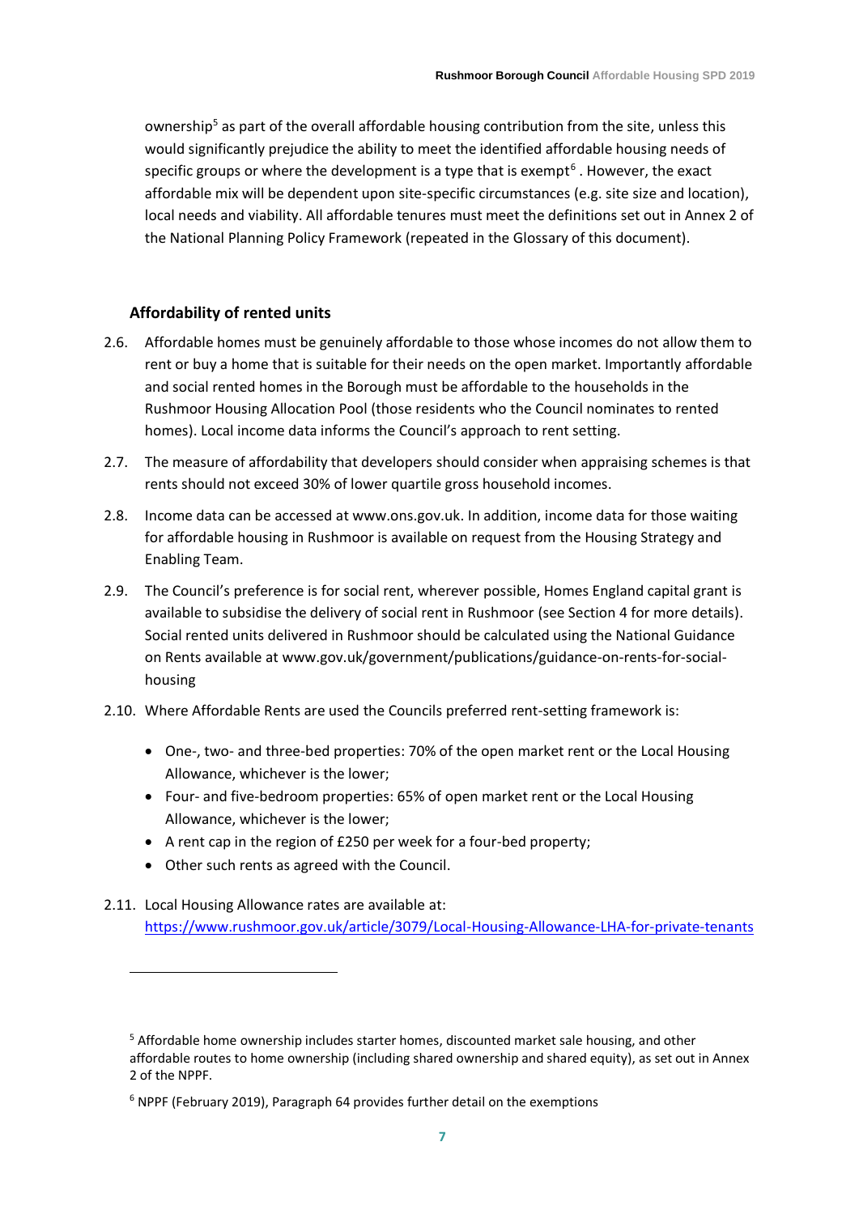ownership[5] as part of the overall affordable housing contribution from the site, unless this would significantly prejudice the ability to meet the identified affordable housing needs of specific groups or where the development is a type that is exempt[6] . However, the exact affordable mix will be dependent upon site-specific circumstances (e.g. site size and location), local needs and viability. All affordable tenures must meet the definitions set out in Annex 2 of the National Planning Policy Framework (repeated in the Glossary of this document).

### Affordability of rented units

2.6. Affordable homes must be genuinely affordable to those whose incomes do not allow them to rent or buy a home that is suitable for their needs on the open market. Importantly affordable and social rented homes in the Borough must be affordable to the households in the Rushmoor Housing Allocation Pool (those residents who the Council nominates to rented homes). Local income data informs the Council's approach to rent setting.

2.7. The measure of affordability that developers should consider when appraising schemes is that rents should not exceed 30% of lower quartile gross household incomes.

2.8. Income data can be accessed at www.ons.gov.uk. In addition, income data for those waiting for affordable housing in Rushmoor is available on request from the Housing Strategy and Enabling Team.

2.9. The Council's preference is for social rent, wherever possible, Homes England capital grant is available to subsidise the delivery of social rent in Rushmoor (see Section 4 for more details). Social rented units delivered in Rushmoor should be calculated using the National Guidance on Rents available at www.gov.uk/government/publications/guidance-on-rents-for-social-housing

2.10. Where Affordable Rents are used the Councils preferred rent-setting framework is:

- One-, two- and three-bed properties: 70% of the open market rent or the Local Housing Allowance, whichever is the lower;
- Four- and five-bedroom properties: 65% of open market rent or the Local Housing Allowance, whichever is the lower;
- A rent cap in the region of £250 per week for a four-bed property;
- Other such rents as agreed with the Council.

2.11. Local Housing Allowance rates are available at: https://www.rushmoor.gov.uk/article/3079/Local-Housing-Allowance-LHA-for-private-tenants

---

[5] Affordable home ownership includes starter homes, discounted market sale housing, and other affordable routes to home ownership (including shared ownership and shared equity), as set out in Annex 2 of the NPPF.

[6] NPPF (February 2019), Paragraph 64 provides further detail on the exemptions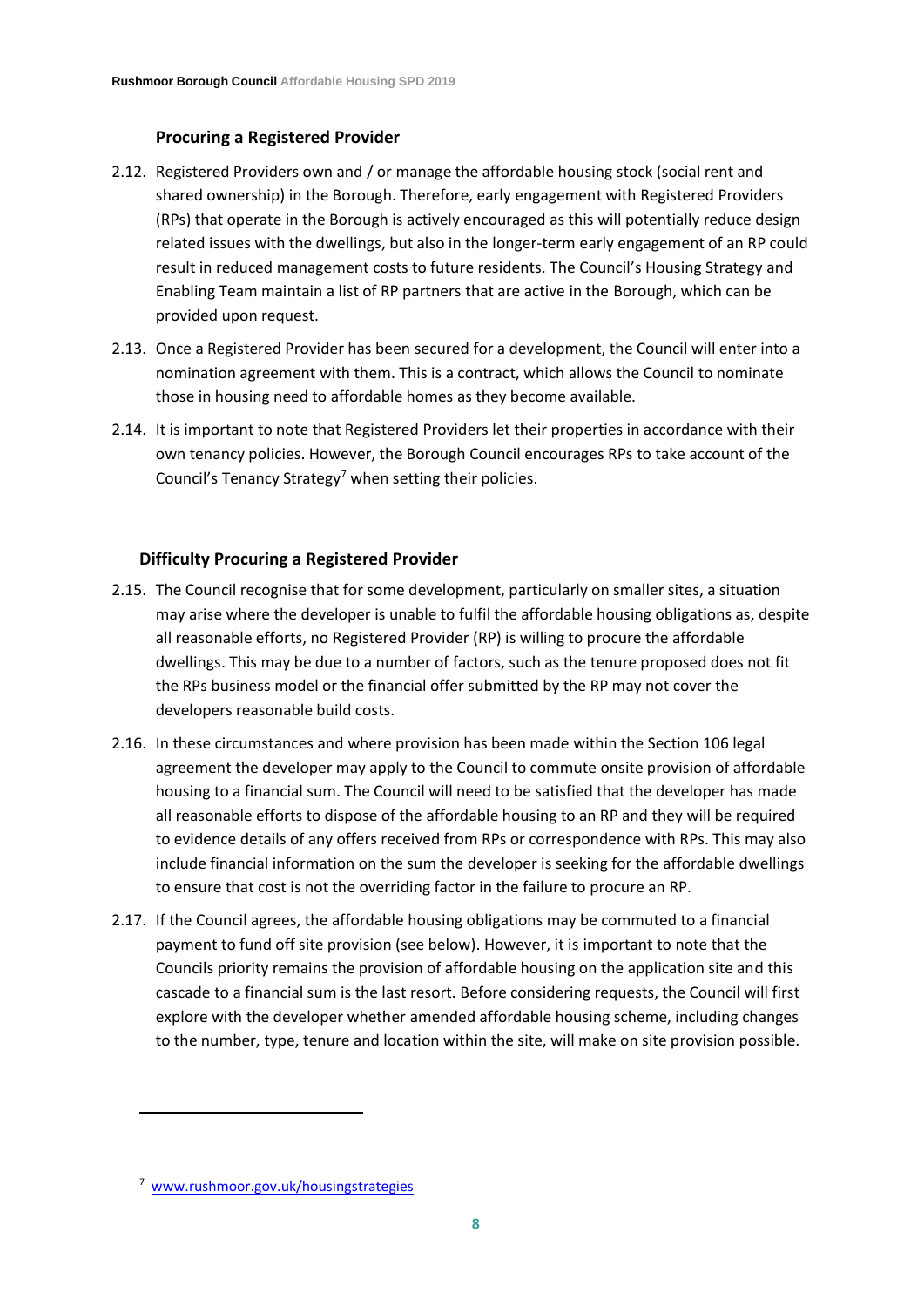### Procuring a Registered Provider

2.12. Registered Providers own and / or manage the affordable housing stock (social rent and shared ownership) in the Borough. Therefore, early engagement with Registered Providers (RPs) that operate in the Borough is actively encouraged as this will potentially reduce design related issues with the dwellings, but also in the longer-term early engagement of an RP could result in reduced management costs to future residents. The Council's Housing Strategy and Enabling Team maintain a list of RP partners that are active in the Borough, which can be provided upon request.

2.13. Once a Registered Provider has been secured for a development, the Council will enter into a nomination agreement with them. This is a contract, which allows the Council to nominate those in housing need to affordable homes as they become available.

2.14. It is important to note that Registered Providers let their properties in accordance with their own tenancy policies. However, the Borough Council encourages RPs to take account of the Council's Tenancy Strategy[7] when setting their policies.

### Difficulty Procuring a Registered Provider

2.15. The Council recognise that for some development, particularly on smaller sites, a situation may arise where the developer is unable to fulfil the affordable housing obligations as, despite all reasonable efforts, no Registered Provider (RP) is willing to procure the affordable dwellings. This may be due to a number of factors, such as the tenure proposed does not fit the RPs business model or the financial offer submitted by the RP may not cover the developers reasonable build costs.

2.16. In these circumstances and where provision has been made within the Section 106 legal agreement the developer may apply to the Council to commute onsite provision of affordable housing to a financial sum. The Council will need to be satisfied that the developer has made all reasonable efforts to dispose of the affordable housing to an RP and they will be required to evidence details of any offers received from RPs or correspondence with RPs. This may also include financial information on the sum the developer is seeking for the affordable dwellings to ensure that cost is not the overriding factor in the failure to procure an RP.

2.17. If the Council agrees, the affordable housing obligations may be commuted to a financial payment to fund off site provision (see below). However, it is important to note that the Councils priority remains the provision of affordable housing on the application site and this cascade to a financial sum is the last resort. Before considering requests, the Council will first explore with the developer whether amended affordable housing scheme, including changes to the number, type, tenure and location within the site, will make on site provision possible.

---

[7] www.rushmoor.gov.uk/housingstrategies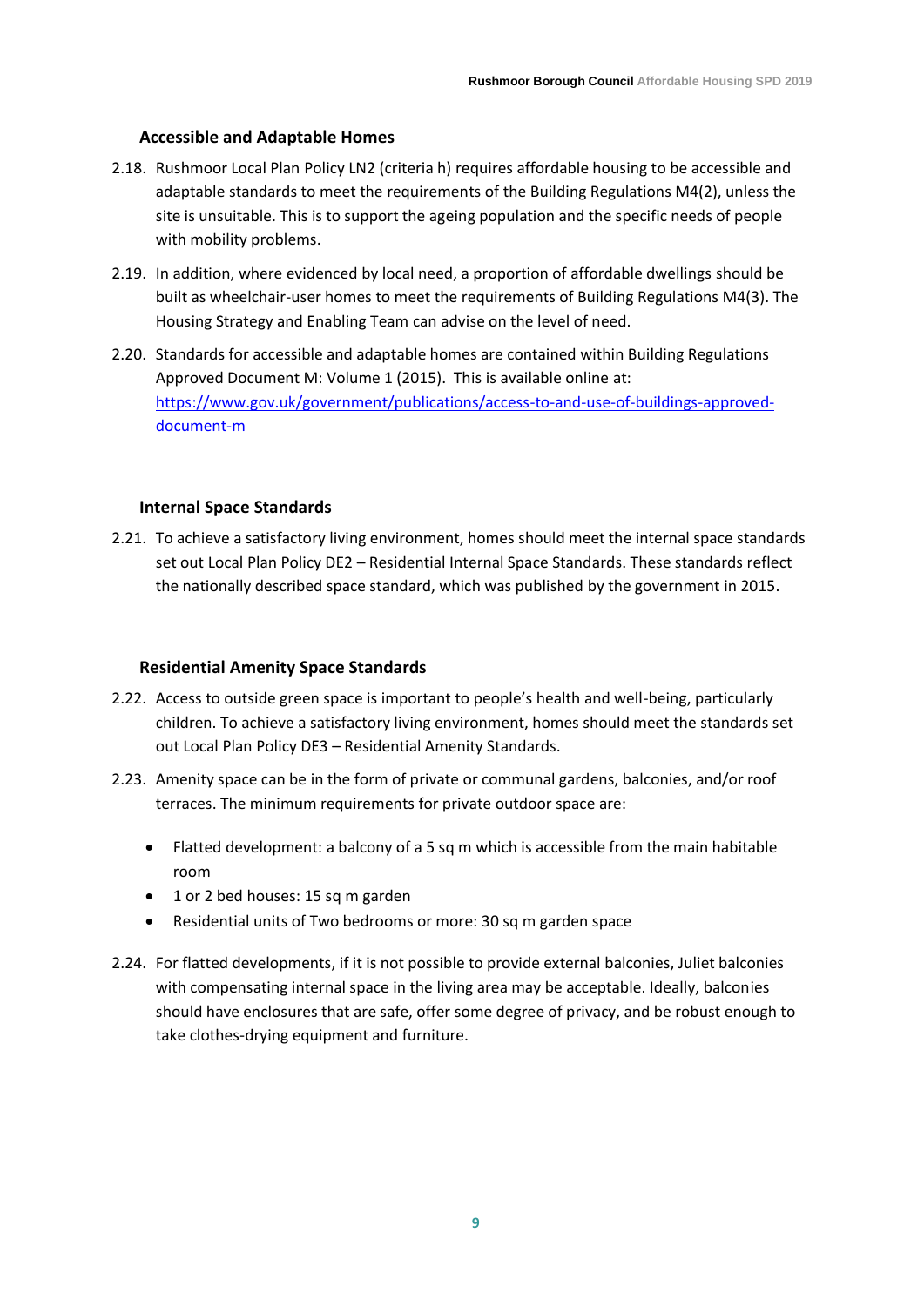### Accessible and Adaptable Homes

2.18. Rushmoor Local Plan Policy LN2 (criteria h) requires affordable housing to be accessible and adaptable standards to meet the requirements of the Building Regulations M4(2), unless the site is unsuitable. This is to support the ageing population and the specific needs of people with mobility problems.

2.19. In addition, where evidenced by local need, a proportion of affordable dwellings should be built as wheelchair-user homes to meet the requirements of Building Regulations M4(3). The Housing Strategy and Enabling Team can advise on the level of need.

2.20. Standards for accessible and adaptable homes are contained within Building Regulations Approved Document M: Volume 1 (2015). This is available online at: [https://www.gov.uk/government/publications/access-to-and-use-of-buildings-approved-document-m](https://www.gov.uk/government/publications/access-to-and-use-of-buildings-approved-document-m)

### Internal Space Standards

2.21. To achieve a satisfactory living environment, homes should meet the internal space standards set out Local Plan Policy DE2 – Residential Internal Space Standards. These standards reflect the nationally described space standard, which was published by the government in 2015.

### Residential Amenity Space Standards

2.22. Access to outside green space is important to people's health and well-being, particularly children. To achieve a satisfactory living environment, homes should meet the standards set out Local Plan Policy DE3 – Residential Amenity Standards.

2.23. Amenity space can be in the form of private or communal gardens, balconies, and/or roof terraces. The minimum requirements for private outdoor space are:

- Flatted development: a balcony of a 5 sq m which is accessible from the main habitable room
- 1 or 2 bed houses: 15 sq m garden
- Residential units of Two bedrooms or more: 30 sq m garden space

2.24. For flatted developments, if it is not possible to provide external balconies, Juliet balconies with compensating internal space in the living area may be acceptable. Ideally, balconies should have enclosures that are safe, offer some degree of privacy, and be robust enough to take clothes-drying equipment and furniture.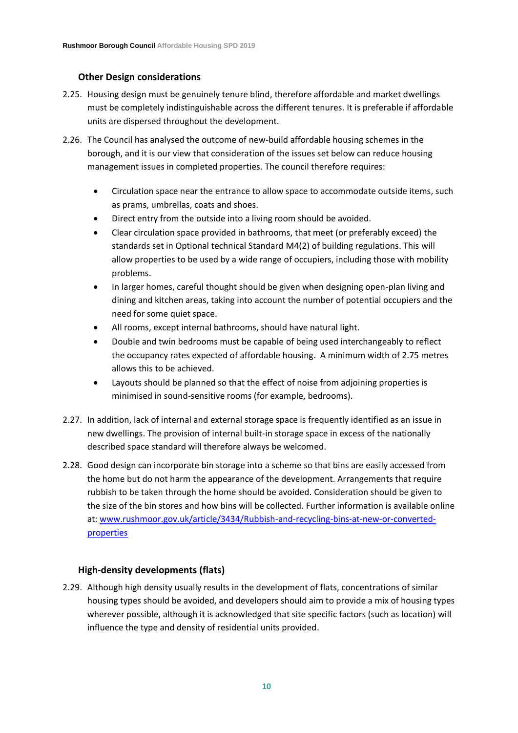### Other Design considerations

2.25. Housing design must be genuinely tenure blind, therefore affordable and market dwellings must be completely indistinguishable across the different tenures. It is preferable if affordable units are dispersed throughout the development.

2.26. The Council has analysed the outcome of new-build affordable housing schemes in the borough, and it is our view that consideration of the issues set below can reduce housing management issues in completed properties. The council therefore requires:

- Circulation space near the entrance to allow space to accommodate outside items, such as prams, umbrellas, coats and shoes.
- Direct entry from the outside into a living room should be avoided.
- Clear circulation space provided in bathrooms, that meet (or preferably exceed) the standards set in Optional technical Standard M4(2) of building regulations. This will allow properties to be used by a wide range of occupiers, including those with mobility problems.
- In larger homes, careful thought should be given when designing open-plan living and dining and kitchen areas, taking into account the number of potential occupiers and the need for some quiet space.
- All rooms, except internal bathrooms, should have natural light.
- Double and twin bedrooms must be capable of being used interchangeably to reflect the occupancy rates expected of affordable housing. A minimum width of 2.75 metres allows this to be achieved.
- Layouts should be planned so that the effect of noise from adjoining properties is minimised in sound-sensitive rooms (for example, bedrooms).

2.27. In addition, lack of internal and external storage space is frequently identified as an issue in new dwellings. The provision of internal built-in storage space in excess of the nationally described space standard will therefore always be welcomed.

2.28. Good design can incorporate bin storage into a scheme so that bins are easily accessed from the home but do not harm the appearance of the development. Arrangements that require rubbish to be taken through the home should be avoided. Consideration should be given to the size of the bin stores and how bins will be collected. Further information is available online at: [www.rushmoor.gov.uk/article/3434/Rubbish-and-recycling-bins-at-new-or-converted-properties](www.rushmoor.gov.uk/article/3434/Rubbish-and-recycling-bins-at-new-or-converted-properties)

### High-density developments (flats)

2.29. Although high density usually results in the development of flats, concentrations of similar housing types should be avoided, and developers should aim to provide a mix of housing types wherever possible, although it is acknowledged that site specific factors (such as location) will influence the type and density of residential units provided.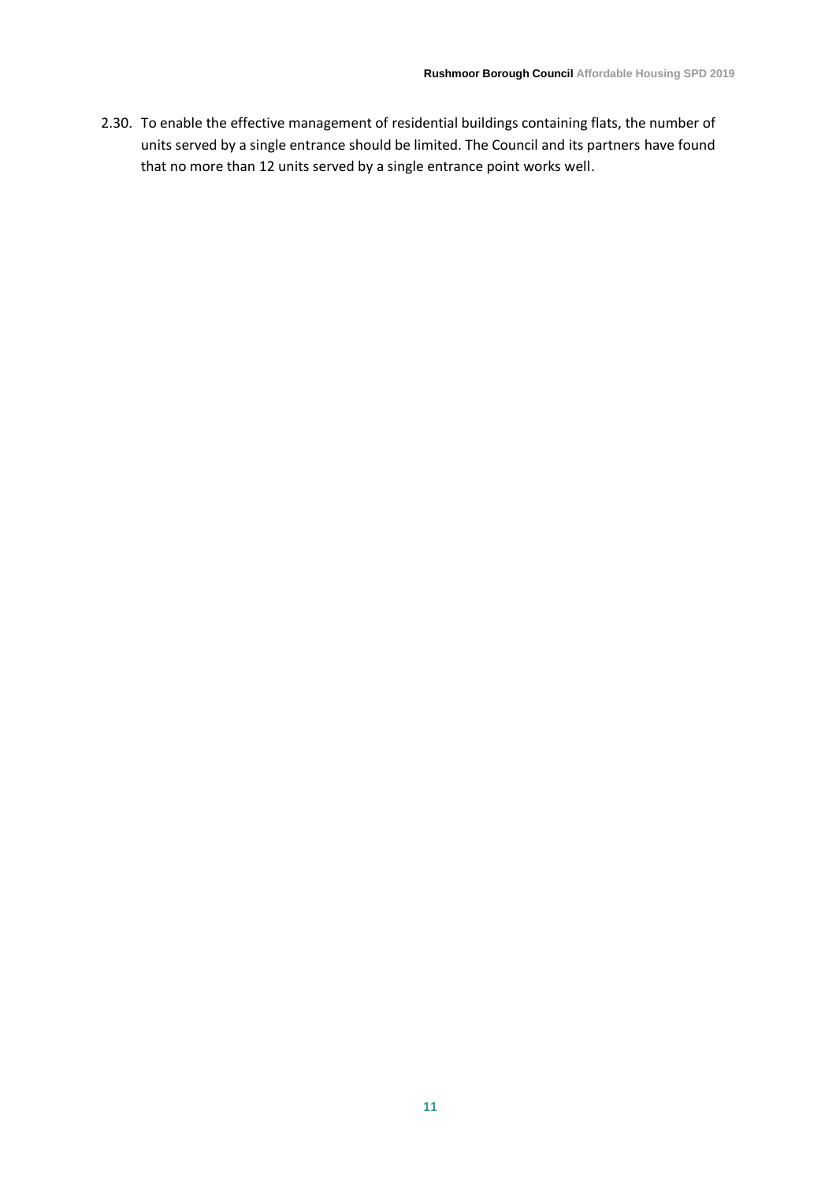2.30. To enable the effective management of residential buildings containing flats, the number of units served by a single entrance should be limited. The Council and its partners have found that no more than 12 units served by a single entrance point works well.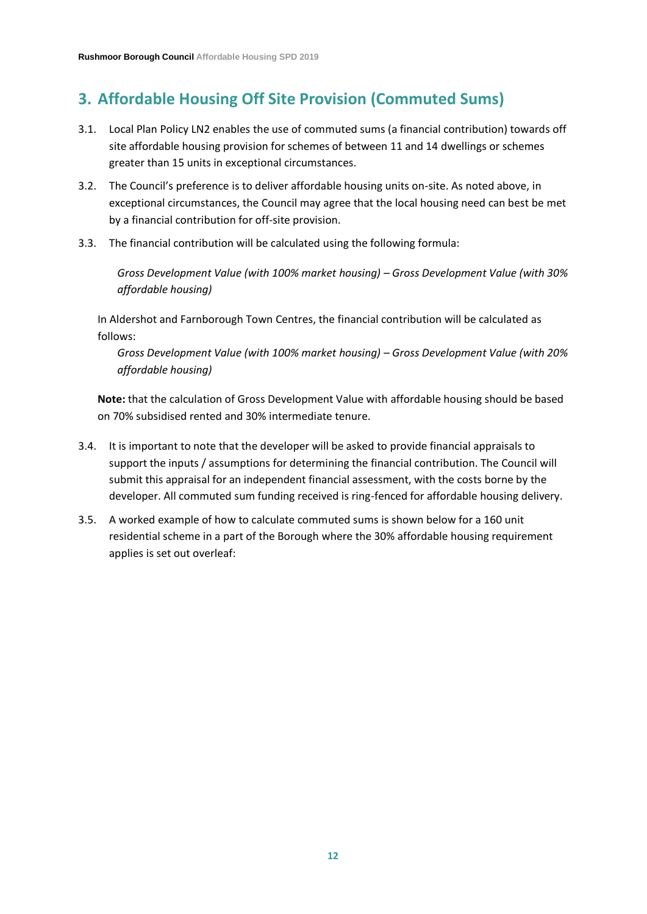## 3. Affordable Housing Off Site Provision (Commuted Sums)

3.1. Local Plan Policy LN2 enables the use of commuted sums (a financial contribution) towards off site affordable housing provision for schemes of between 11 and 14 dwellings or schemes greater than 15 units in exceptional circumstances.

3.2. The Council's preference is to deliver affordable housing units on-site. As noted above, in exceptional circumstances, the Council may agree that the local housing need can best be met by a financial contribution for off-site provision.

3.3. The financial contribution will be calculated using the following formula:

*Gross Development Value (with 100% market housing) – Gross Development Value (with 30% affordable housing)*

In Aldershot and Farnborough Town Centres, the financial contribution will be calculated as follows:

*Gross Development Value (with 100% market housing) – Gross Development Value (with 20% affordable housing)*

**Note:** that the calculation of Gross Development Value with affordable housing should be based on 70% subsidised rented and 30% intermediate tenure.

3.4. It is important to note that the developer will be asked to provide financial appraisals to support the inputs / assumptions for determining the financial contribution. The Council will submit this appraisal for an independent financial assessment, with the costs borne by the developer. All commuted sum funding received is ring-fenced for affordable housing delivery.

3.5. A worked example of how to calculate commuted sums is shown below for a 160 unit residential scheme in a part of the Borough where the 30% affordable housing requirement applies is set out overleaf: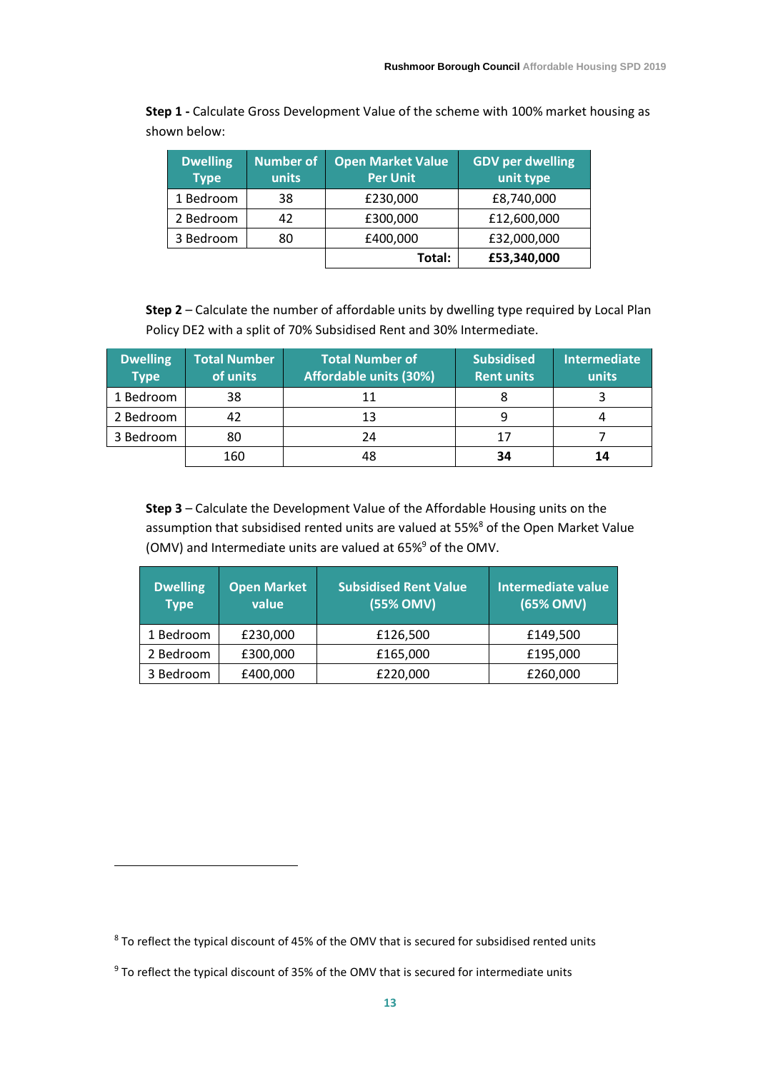**Step 1 -** Calculate Gross Development Value of the scheme with 100% market housing as shown below:

| Dwelling Type | Number of units | Open Market Value Per Unit | GDV per dwelling unit type |
|---|---|---|---|
| 1 Bedroom | 38 | £230,000 | £8,740,000 |
| 2 Bedroom | 42 | £300,000 | £12,600,000 |
| 3 Bedroom | 80 | £400,000 | £32,000,000 |
| | | **Total:** | **£53,340,000** |

**Step 2** – Calculate the number of affordable units by dwelling type required by Local Plan Policy DE2 with a split of 70% Subsidised Rent and 30% Intermediate.

| Dwelling Type | Total Number of units | Total Number of Affordable units (30%) | Subsidised Rent units | Intermediate units |
|---|---|---|---|---|
| 1 Bedroom | 38 | 11 | 8 | 3 |
| 2 Bedroom | 42 | 13 | 9 | 4 |
| 3 Bedroom | 80 | 24 | 17 | 7 |
| | 160 | 48 | **34** | **14** |

**Step 3** – Calculate the Development Value of the Affordable Housing units on the assumption that subsidised rented units are valued at 55%[8] of the Open Market Value (OMV) and Intermediate units are valued at 65%[9] of the OMV.

| Dwelling Type | Open Market value | Subsidised Rent Value (55% OMV) | Intermediate value (65% OMV) |
|---|---|---|---|
| 1 Bedroom | £230,000 | £126,500 | £149,500 |
| 2 Bedroom | £300,000 | £165,000 | £195,000 |
| 3 Bedroom | £400,000 | £220,000 | £260,000 |

[8] To reflect the typical discount of 45% of the OMV that is secured for subsidised rented units

[9] To reflect the typical discount of 35% of the OMV that is secured for intermediate units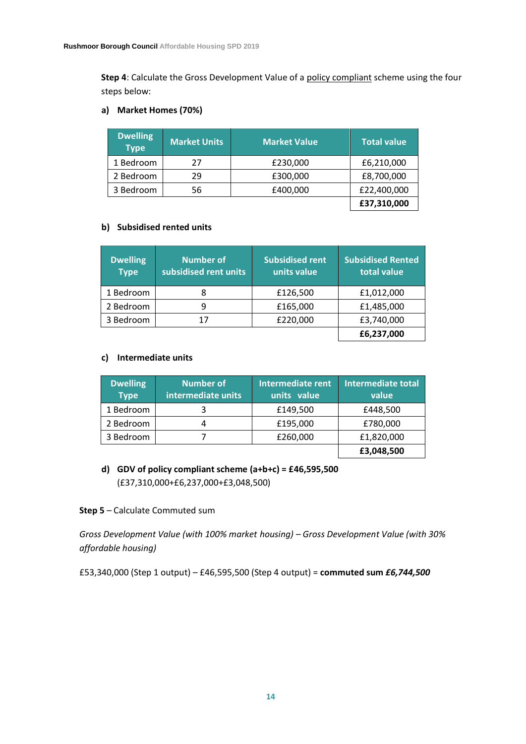**Step 4**: Calculate the Gross Development Value of a policy compliant scheme using the four steps below:

**a) Market Homes (70%)**

| Dwelling Type | Market Units | Market Value | Total value |
|---|---|---|---|
| 1 Bedroom | 27 | £230,000 | £6,210,000 |
| 2 Bedroom | 29 | £300,000 | £8,700,000 |
| 3 Bedroom | 56 | £400,000 | £22,400,000 |
| | | | **£37,310,000** |

**b) Subsidised rented units**

| Dwelling Type | Number of subsidised rent units | Subsidised rent units value | Subsidised Rented total value |
|---|---|---|---|
| 1 Bedroom | 8 | £126,500 | £1,012,000 |
| 2 Bedroom | 9 | £165,000 | £1,485,000 |
| 3 Bedroom | 17 | £220,000 | £3,740,000 |
| | | | **£6,237,000** |

**c) Intermediate units**

| Dwelling Type | Number of intermediate units | Intermediate rent units value | Intermediate total value |
|---|---|---|---|
| 1 Bedroom | 3 | £149,500 | £448,500 |
| 2 Bedroom | 4 | £195,000 | £780,000 |
| 3 Bedroom | 7 | £260,000 | £1,820,000 |
| | | | **£3,048,500** |

**d) GDV of policy compliant scheme (a+b+c) = £46,595,500**
(£37,310,000+£6,237,000+£3,048,500)

**Step 5** – Calculate Commuted sum

*Gross Development Value (with 100% market housing) – Gross Development Value (with 30% affordable housing)*

£53,340,000 (Step 1 output) – £46,595,500 (Step 4 output) = **commuted sum *£6,744,500***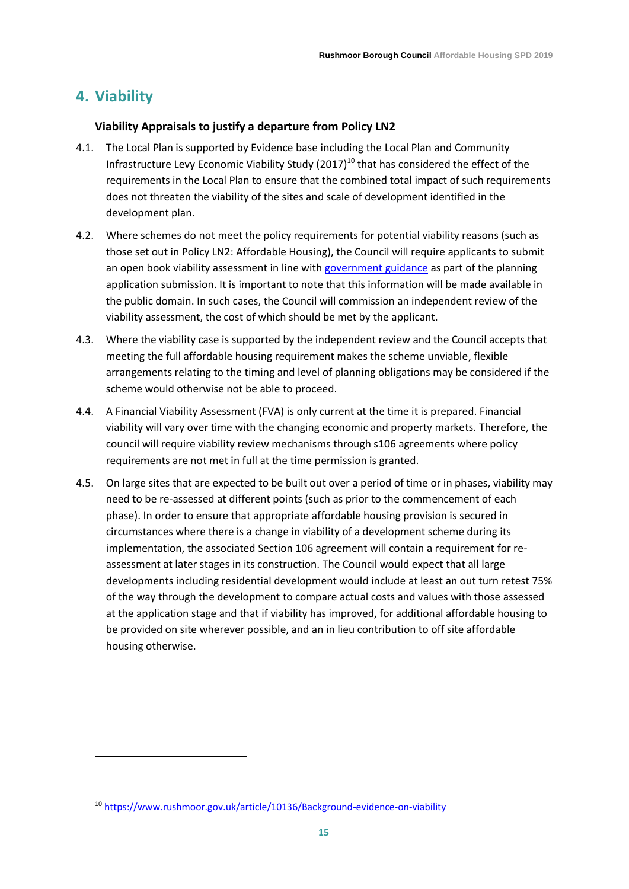# 4. Viability

### Viability Appraisals to justify a departure from Policy LN2

4.1. The Local Plan is supported by Evidence base including the Local Plan and Community Infrastructure Levy Economic Viability Study (2017)[10] that has considered the effect of the requirements in the Local Plan to ensure that the combined total impact of such requirements does not threaten the viability of the sites and scale of development identified in the development plan.

4.2. Where schemes do not meet the policy requirements for potential viability reasons (such as those set out in Policy LN2: Affordable Housing), the Council will require applicants to submit an open book viability assessment in line with government guidance as part of the planning application submission. It is important to note that this information will be made available in the public domain. In such cases, the Council will commission an independent review of the viability assessment, the cost of which should be met by the applicant.

4.3. Where the viability case is supported by the independent review and the Council accepts that meeting the full affordable housing requirement makes the scheme unviable, flexible arrangements relating to the timing and level of planning obligations may be considered if the scheme would otherwise not be able to proceed.

4.4. A Financial Viability Assessment (FVA) is only current at the time it is prepared. Financial viability will vary over time with the changing economic and property markets. Therefore, the council will require viability review mechanisms through s106 agreements where policy requirements are not met in full at the time permission is granted.

4.5. On large sites that are expected to be built out over a period of time or in phases, viability may need to be re-assessed at different points (such as prior to the commencement of each phase). In order to ensure that appropriate affordable housing provision is secured in circumstances where there is a change in viability of a development scheme during its implementation, the associated Section 106 agreement will contain a requirement for re-assessment at later stages in its construction. The Council would expect that all large developments including residential development would include at least an out turn retest 75% of the way through the development to compare actual costs and values with those assessed at the application stage and that if viability has improved, for additional affordable housing to be provided on site wherever possible, and an in lieu contribution to off site affordable housing otherwise.

---

[10] https://www.rushmoor.gov.uk/article/10136/Background-evidence-on-viability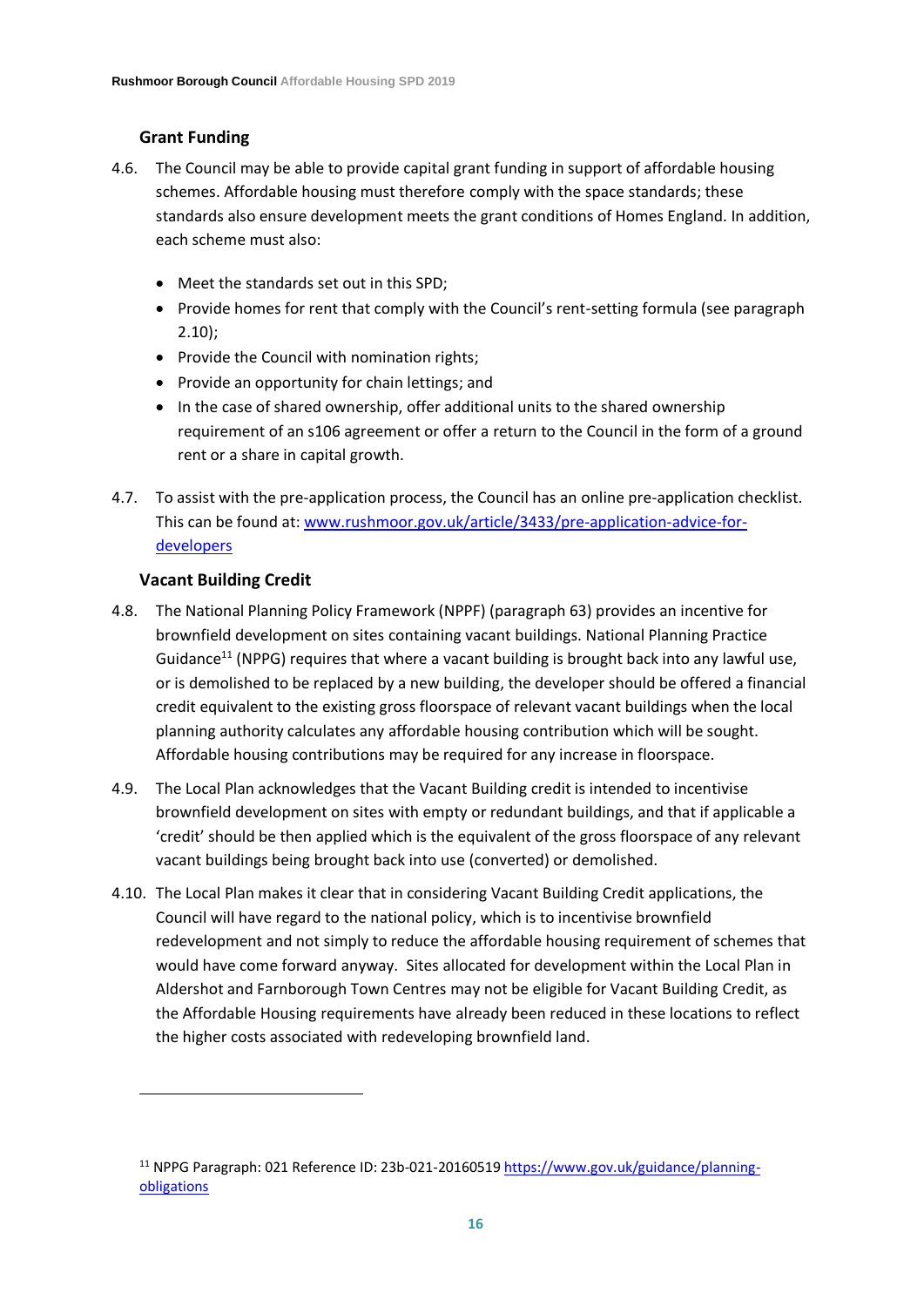### Grant Funding

4.6. The Council may be able to provide capital grant funding in support of affordable housing schemes. Affordable housing must therefore comply with the space standards; these standards also ensure development meets the grant conditions of Homes England. In addition, each scheme must also:

- Meet the standards set out in this SPD;
- Provide homes for rent that comply with the Council's rent-setting formula (see paragraph 2.10);
- Provide the Council with nomination rights;
- Provide an opportunity for chain lettings; and
- In the case of shared ownership, offer additional units to the shared ownership requirement of an s106 agreement or offer a return to the Council in the form of a ground rent or a share in capital growth.

4.7. To assist with the pre-application process, the Council has an online pre-application checklist. This can be found at: [www.rushmoor.gov.uk/article/3433/pre-application-advice-for-developers](www.rushmoor.gov.uk/article/3433/pre-application-advice-for-developers)

### Vacant Building Credit

4.8. The National Planning Policy Framework (NPPF) (paragraph 63) provides an incentive for brownfield development on sites containing vacant buildings. National Planning Practice Guidance[11] (NPPG) requires that where a vacant building is brought back into any lawful use, or is demolished to be replaced by a new building, the developer should be offered a financial credit equivalent to the existing gross floorspace of relevant vacant buildings when the local planning authority calculates any affordable housing contribution which will be sought. Affordable housing contributions may be required for any increase in floorspace.

4.9. The Local Plan acknowledges that the Vacant Building credit is intended to incentivise brownfield development on sites with empty or redundant buildings, and that if applicable a 'credit' should be then applied which is the equivalent of the gross floorspace of any relevant vacant buildings being brought back into use (converted) or demolished.

4.10. The Local Plan makes it clear that in considering Vacant Building Credit applications, the Council will have regard to the national policy, which is to incentivise brownfield redevelopment and not simply to reduce the affordable housing requirement of schemes that would have come forward anyway. Sites allocated for development within the Local Plan in Aldershot and Farnborough Town Centres may not be eligible for Vacant Building Credit, as the Affordable Housing requirements have already been reduced in these locations to reflect the higher costs associated with redeveloping brownfield land.

---

[11] NPPG Paragraph: 021 Reference ID: 23b-021-20160519 [https://www.gov.uk/guidance/planning-obligations](https://www.gov.uk/guidance/planning-obligations)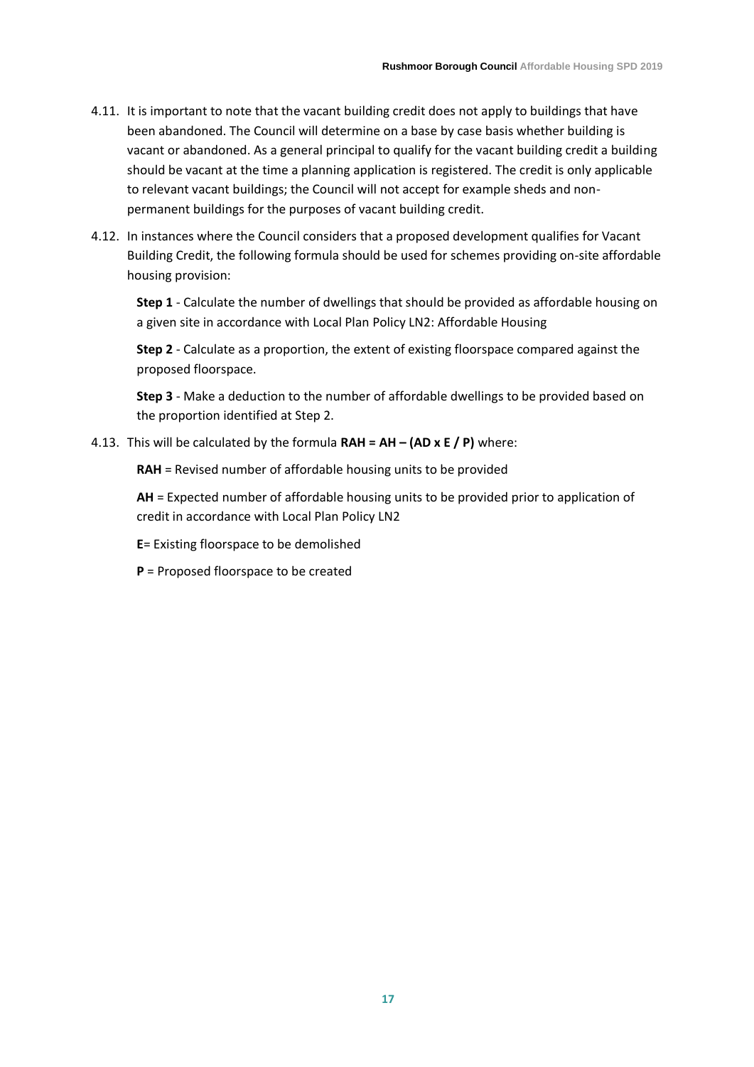4.11. It is important to note that the vacant building credit does not apply to buildings that have been abandoned. The Council will determine on a base by case basis whether building is vacant or abandoned. As a general principal to qualify for the vacant building credit a building should be vacant at the time a planning application is registered. The credit is only applicable to relevant vacant buildings; the Council will not accept for example sheds and non-permanent buildings for the purposes of vacant building credit.

4.12. In instances where the Council considers that a proposed development qualifies for Vacant Building Credit, the following formula should be used for schemes providing on-site affordable housing provision:

**Step 1** - Calculate the number of dwellings that should be provided as affordable housing on a given site in accordance with Local Plan Policy LN2: Affordable Housing

**Step 2** - Calculate as a proportion, the extent of existing floorspace compared against the proposed floorspace.

**Step 3** - Make a deduction to the number of affordable dwellings to be provided based on the proportion identified at Step 2.

4.13. This will be calculated by the formula **RAH = AH – (AD x E / P)** where:

**RAH** = Revised number of affordable housing units to be provided

**AH** = Expected number of affordable housing units to be provided prior to application of credit in accordance with Local Plan Policy LN2

**E**= Existing floorspace to be demolished

**P** = Proposed floorspace to be created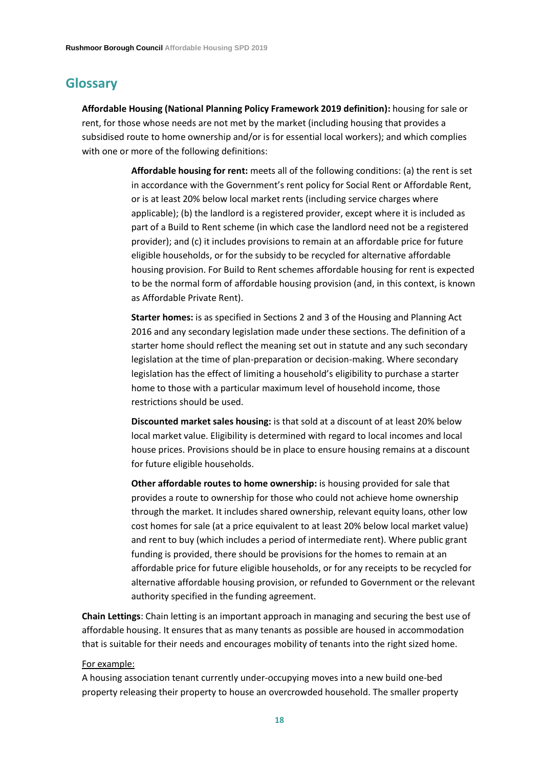## Glossary

**Affordable Housing (National Planning Policy Framework 2019 definition):** housing for sale or rent, for those whose needs are not met by the market (including housing that provides a subsidised route to home ownership and/or is for essential local workers); and which complies with one or more of the following definitions:

> **Affordable housing for rent:** meets all of the following conditions: (a) the rent is set in accordance with the Government's rent policy for Social Rent or Affordable Rent, or is at least 20% below local market rents (including service charges where applicable); (b) the landlord is a registered provider, except where it is included as part of a Build to Rent scheme (in which case the landlord need not be a registered provider); and (c) it includes provisions to remain at an affordable price for future eligible households, or for the subsidy to be recycled for alternative affordable housing provision. For Build to Rent schemes affordable housing for rent is expected to be the normal form of affordable housing provision (and, in this context, is known as Affordable Private Rent).
>
> **Starter homes:** is as specified in Sections 2 and 3 of the Housing and Planning Act 2016 and any secondary legislation made under these sections. The definition of a starter home should reflect the meaning set out in statute and any such secondary legislation at the time of plan-preparation or decision-making. Where secondary legislation has the effect of limiting a household's eligibility to purchase a starter home to those with a particular maximum level of household income, those restrictions should be used.
>
> **Discounted market sales housing:** is that sold at a discount of at least 20% below local market value. Eligibility is determined with regard to local incomes and local house prices. Provisions should be in place to ensure housing remains at a discount for future eligible households.
>
> **Other affordable routes to home ownership:** is housing provided for sale that provides a route to ownership for those who could not achieve home ownership through the market. It includes shared ownership, relevant equity loans, other low cost homes for sale (at a price equivalent to at least 20% below local market value) and rent to buy (which includes a period of intermediate rent). Where public grant funding is provided, there should be provisions for the homes to remain at an affordable price for future eligible households, or for any receipts to be recycled for alternative affordable housing provision, or refunded to Government or the relevant authority specified in the funding agreement.

**Chain Lettings**: Chain letting is an important approach in managing and securing the best use of affordable housing. It ensures that as many tenants as possible are housed in accommodation that is suitable for their needs and encourages mobility of tenants into the right sized home.

For example:

A housing association tenant currently under-occupying moves into a new build one-bed property releasing their property to house an overcrowded household. The smaller property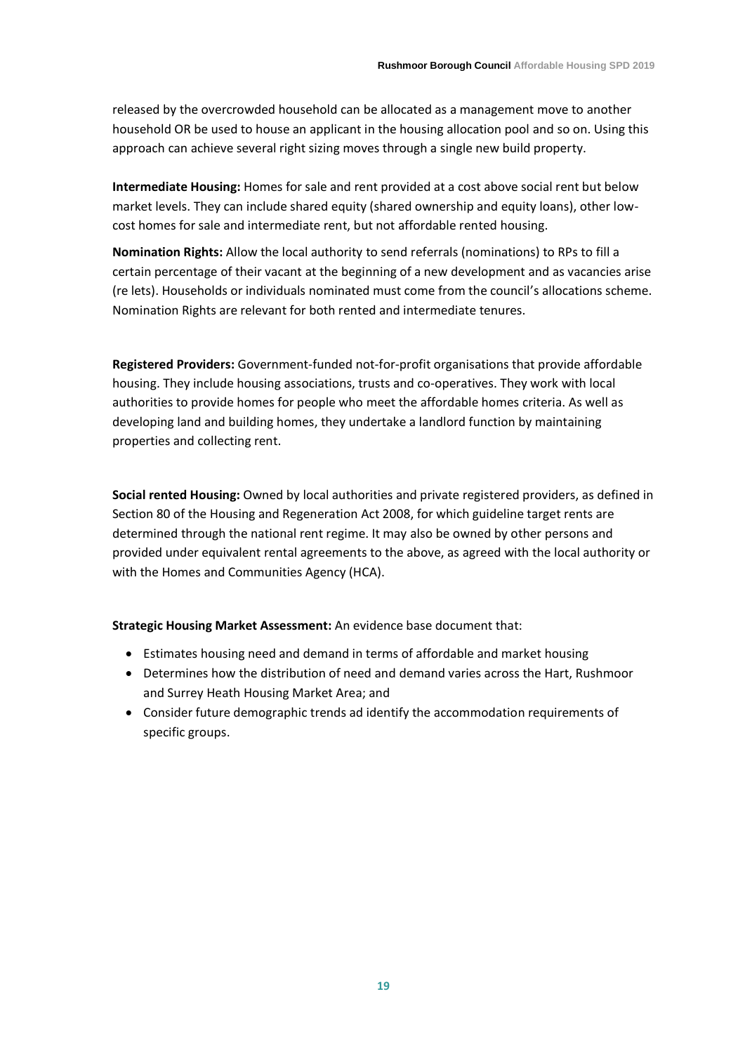released by the overcrowded household can be allocated as a management move to another household OR be used to house an applicant in the housing allocation pool and so on. Using this approach can achieve several right sizing moves through a single new build property.

**Intermediate Housing:** Homes for sale and rent provided at a cost above social rent but below market levels. They can include shared equity (shared ownership and equity loans), other low-cost homes for sale and intermediate rent, but not affordable rented housing.

**Nomination Rights:** Allow the local authority to send referrals (nominations) to RPs to fill a certain percentage of their vacant at the beginning of a new development and as vacancies arise (re lets). Households or individuals nominated must come from the council's allocations scheme. Nomination Rights are relevant for both rented and intermediate tenures.

**Registered Providers:** Government-funded not-for-profit organisations that provide affordable housing. They include housing associations, trusts and co-operatives. They work with local authorities to provide homes for people who meet the affordable homes criteria. As well as developing land and building homes, they undertake a landlord function by maintaining properties and collecting rent.

**Social rented Housing:** Owned by local authorities and private registered providers, as defined in Section 80 of the Housing and Regeneration Act 2008, for which guideline target rents are determined through the national rent regime. It may also be owned by other persons and provided under equivalent rental agreements to the above, as agreed with the local authority or with the Homes and Communities Agency (HCA).

**Strategic Housing Market Assessment:** An evidence base document that:

- Estimates housing need and demand in terms of affordable and market housing
- Determines how the distribution of need and demand varies across the Hart, Rushmoor and Surrey Heath Housing Market Area; and
- Consider future demographic trends ad identify the accommodation requirements of specific groups.